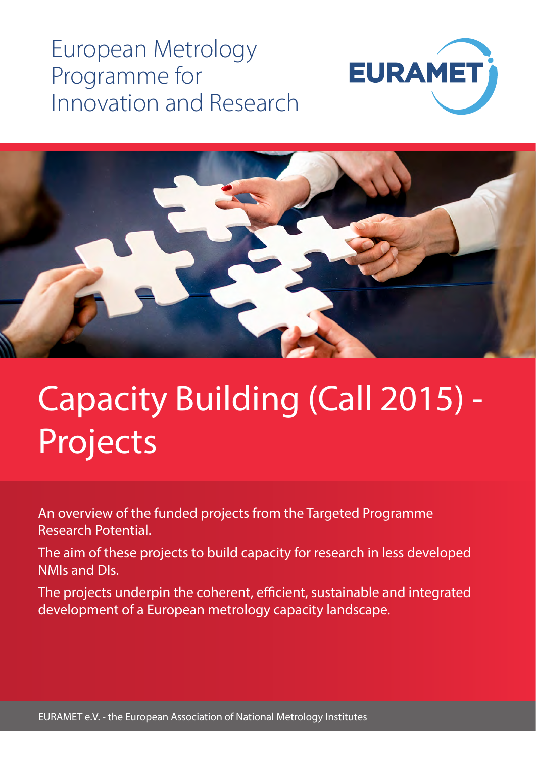European Metrology Programme for Innovation and Research

EURAMET

# Capacity Building (Call 2015) - Projects

An overview of the funded projects from the Targeted Programme Research Potential.

The aim of these projects to build capacity for research in less developed NMIs and DIs.

The projects underpin the coherent, efficient, sustainable and integrated development of a European metrology capacity landscape.

EURAMET e.V. - the European Association of National Metrology Institutes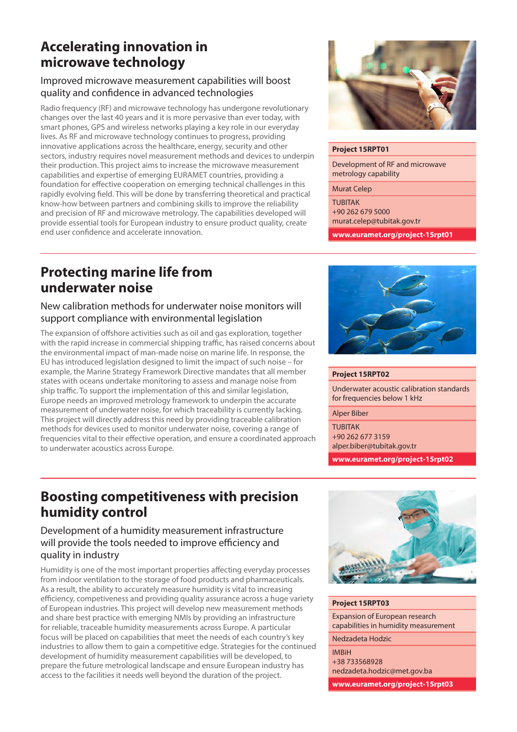## Accelerating innovation in microwave technology

### Improved microwave measurement capabilities will boost quality and confidence in advanced technologies

Radio frequency (RF) and microwave technology has undergone revolutionary changes over the last 40 years and it is more pervasive than ever today, with smart phones, GPS and wireless networks playing a key role in our everyday lives. As RF and microwave technology continues to progress, providing innovative applications across the healthcare, energy, security and other sectors, industry requires novel measurement methods and devices to underpin their production. This project aims to increase the microwave measurement capabilities and expertise of emerging EURAMET countries, providing a foundation for effective cooperation on emerging technical challenges in this rapidly evolving field. This will be done by transferring theoretical and practical know-how between partners and combining skills to improve the reliability and precision of RF and microwave metrology. The capabilities developed will provide essential tools for European industry to ensure product quality, create end user confidence and accelerate innovation.

**Project 15RPT01**

Development of RF and microwave metrology capability

Murat Celep

TUBITAK
+90 262 679 5000
murat.celep@tubitak.gov.tr

**www.euramet.org/project-15rpt01**

## Protecting marine life from underwater noise

### New calibration methods for underwater noise monitors will support compliance with environmental legislation

The expansion of offshore activities such as oil and gas exploration, together with the rapid increase in commercial shipping traffic, has raised concerns about the environmental impact of man-made noise on marine life. In response, the EU has introduced legislation designed to limit the impact of such noise – for example, the Marine Strategy Framework Directive mandates that all member states with oceans undertake monitoring to assess and manage noise from ship traffic. To support the implementation of this and similar legislation, Europe needs an improved metrology framework to underpin the accurate measurement of underwater noise, for which traceability is currently lacking. This project will directly address this need by providing traceable calibration methods for devices used to monitor underwater noise, covering a range of frequencies vital to their effective operation, and ensure a coordinated approach to underwater acoustics across Europe.

**Project 15RPT02**

Underwater acoustic calibration standards for frequencies below 1 kHz

Alper Biber

TUBITAK
+90 262 677 3159
alper.biber@tubitak.gov.tr

**www.euramet.org/project-15rpt02**

## Boosting competitiveness with precision humidity control

### Development of a humidity measurement infrastructure will provide the tools needed to improve efficiency and quality in industry

Humidity is one of the most important properties affecting everyday processes from indoor ventilation to the storage of food products and pharmaceuticals. As a result, the ability to accurately measure humidity is vital to increasing efficiency, competiveness and providing quality assurance across a huge variety of European industries. This project will develop new measurement methods and share best practice with emerging NMIs by providing an infrastructure for reliable, traceable humidity measurements across Europe. A particular focus will be placed on capabilities that meet the needs of each country's key industries to allow them to gain a competitive edge. Strategies for the continued development of humidity measurement capabilities will be developed, to prepare the future metrological landscape and ensure European industry has access to the facilities it needs well beyond the duration of the project.

**Project 15RPT03**

Expansion of European research capabilities in humidity measurement

Nedzadeta Hodzic

IMBiH
+38 733568928
nedzadeta.hodzic@met.gov.ba

**www.euramet.org/project-15rpt03**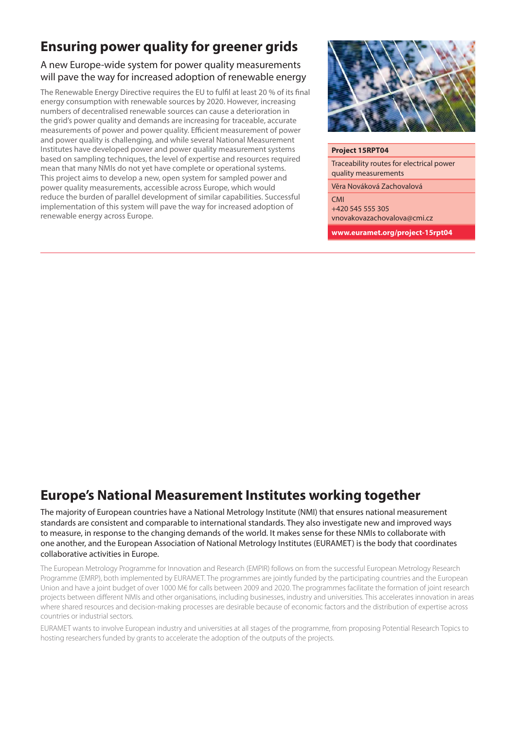## Ensuring power quality for greener grids

A new Europe-wide system for power quality measurements will pave the way for increased adoption of renewable energy

The Renewable Energy Directive requires the EU to fulfil at least 20 % of its final energy consumption with renewable sources by 2020. However, increasing numbers of decentralised renewable sources can cause a deterioration in the grid's power quality and demands are increasing for traceable, accurate measurements of power and power quality. Efficient measurement of power and power quality is challenging, and while several National Measurement Institutes have developed power and power quality measurement systems based on sampling techniques, the level of expertise and resources required mean that many NMIs do not yet have complete or operational systems. This project aims to develop a new, open system for sampled power and power quality measurements, accessible across Europe, which would reduce the burden of parallel development of similar capabilities. Successful implementation of this system will pave the way for increased adoption of renewable energy across Europe.

**Project 15RPT04**

Traceability routes for electrical power quality measurements

Věra Nováková Zachovalová

CMI
+420 545 555 305
vnovakovazachovalova@cmi.cz

**www.euramet.org/project-15rpt04**

---

## Europe's National Measurement Institutes working together

The majority of European countries have a National Metrology Institute (NMI) that ensures national measurement standards are consistent and comparable to international standards. They also investigate new and improved ways to measure, in response to the changing demands of the world. It makes sense for these NMIs to collaborate with one another, and the European Association of National Metrology Institutes (EURAMET) is the body that coordinates collaborative activities in Europe.

The European Metrology Programme for Innovation and Research (EMPIR) follows on from the successful European Metrology Research Programme (EMRP), both implemented by EURAMET. The programmes are jointly funded by the participating countries and the European Union and have a joint budget of over 1000 M€ for calls between 2009 and 2020. The programmes facilitate the formation of joint research projects between different NMIs and other organisations, including businesses, industry and universities. This accelerates innovation in areas where shared resources and decision-making processes are desirable because of economic factors and the distribution of expertise across countries or industrial sectors.

EURAMET wants to involve European industry and universities at all stages of the programme, from proposing Potential Research Topics to hosting researchers funded by grants to accelerate the adoption of the outputs of the projects.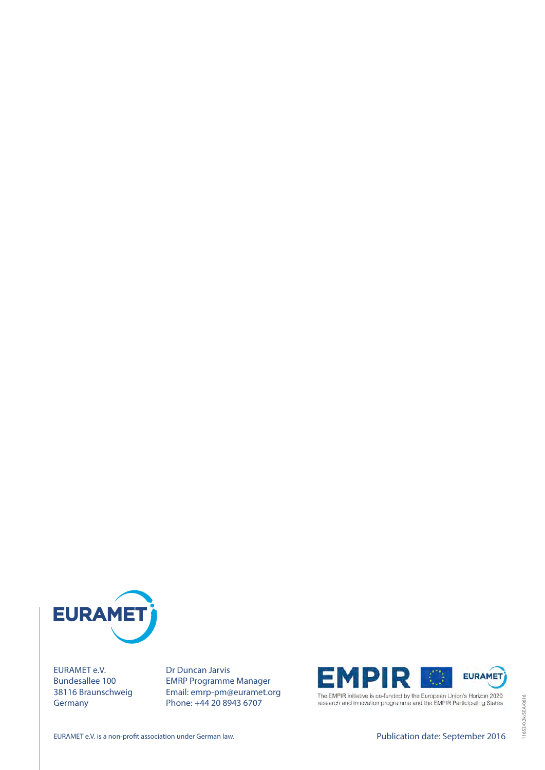EURAMET e.V.
Bundesallee 100
38116 Braunschweig
Germany

Dr Duncan Jarvis
EMRP Programme Manager
Email: emrp-pm@euramet.org
Phone: +44 20 8943 6707

The EMPIR initiative is co-funded by the European Union's Horizon 2020 research and innovation programme and the EMPIR Participating States

EURAMET e.V. is a non-profit association under German law.

Publication date: September 2016

11653/0.2k/SEA/0616